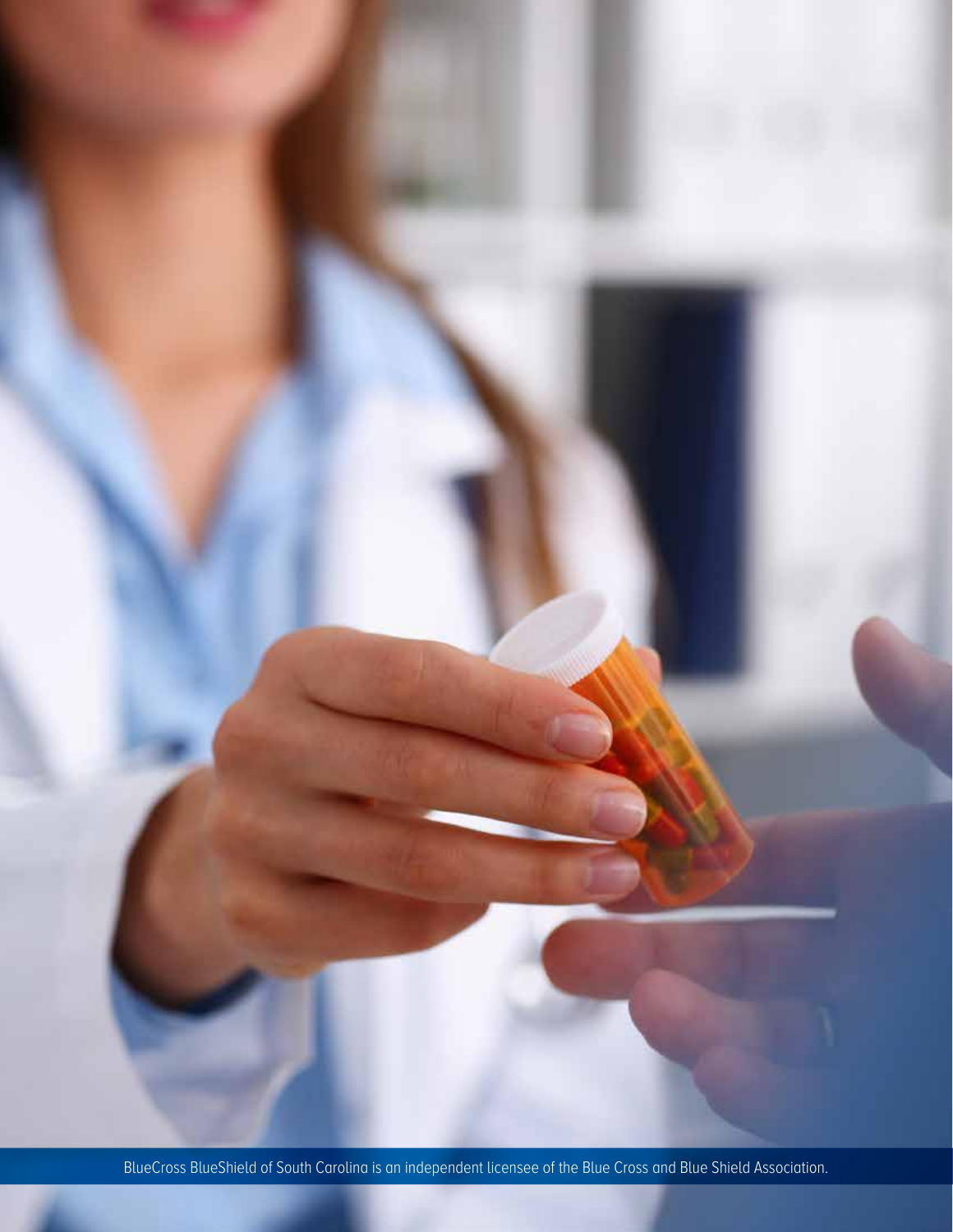BlueCross BlueShield of South Carolina is an independent licensee of the Blue Cross and Blue Shield Association.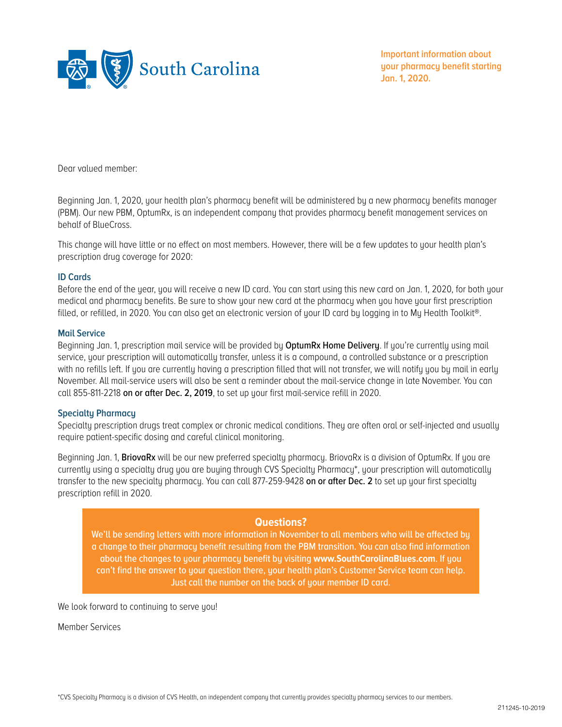South Carolina

**Important information about your pharmacy benefit starting Jan. 1, 2020.**

Dear valued member:

Beginning Jan. 1, 2020, your health plan's pharmacy benefit will be administered by a new pharmacy benefits manager (PBM). Our new PBM, OptumRx, is an independent company that provides pharmacy benefit management services on behalf of BlueCross.

This change will have little or no effect on most members. However, there will be a few updates to your health plan's prescription drug coverage for 2020:

### ID Cards

Before the end of the year, you will receive a new ID card. You can start using this new card on Jan. 1, 2020, for both your medical and pharmacy benefits. Be sure to show your new card at the pharmacy when you have your first prescription filled, or refilled, in 2020. You can also get an electronic version of your ID card by logging in to My Health Toolkit®.

### Mail Service

Beginning Jan. 1, prescription mail service will be provided by **OptumRx Home Delivery**. If you're currently using mail service, your prescription will automatically transfer, unless it is a compound, a controlled substance or a prescription with no refills left. If you are currently having a prescription filled that will not transfer, we will notify you by mail in early November. All mail-service users will also be sent a reminder about the mail-service change in late November. You can call 855-811-2218 **on or after Dec. 2, 2019**, to set up your first mail-service refill in 2020.

### Specialty Pharmacy

Specialty prescription drugs treat complex or chronic medical conditions. They are often oral or self-injected and usually require patient-specific dosing and careful clinical monitoring.

Beginning Jan. 1, **BriovaRx** will be our new preferred specialty pharmacy. BriovaRx is a division of OptumRx. If you are currently using a specialty drug you are buying through CVS Specialty Pharmacy*, your prescription will automatically transfer to the new specialty pharmacy. You can call 877-259-9428 **on or after Dec. 2** to set up your first specialty prescription refill in 2020.

### Questions?

We'll be sending letters with more information in November to all members who will be affected by a change to their pharmacy benefit resulting from the PBM transition. You can also find information about the changes to your pharmacy benefit by visiting **www.SouthCarolinaBlues.com**. If you can't find the answer to your question there, your health plan's Customer Service team can help. Just call the number on the back of your member ID card.

We look forward to continuing to serve you!

Member Services

*CVS Specialty Pharmacy is a division of CVS Health, an independent company that currently provides specialty pharmacy services to our members.

211245-10-2019